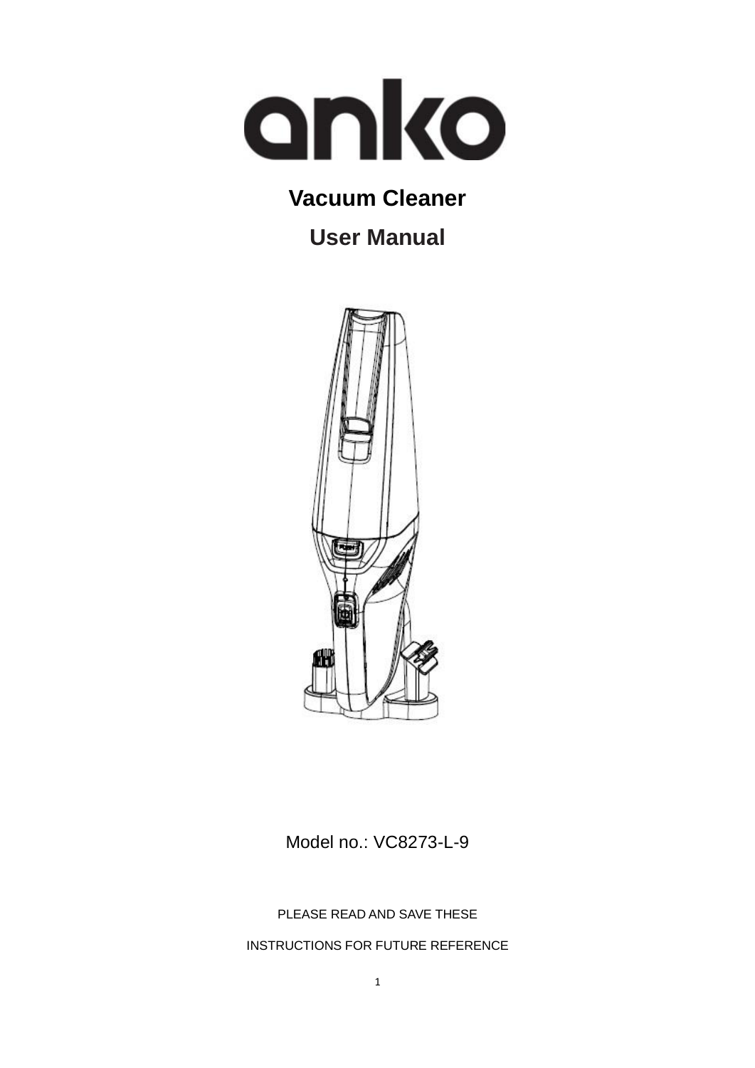# anko

## Vacuum Cleaner

## User Manual

Model no.: VC8273-L-9

PLEASE READ AND SAVE THESE

INSTRUCTIONS FOR FUTURE REFERENCE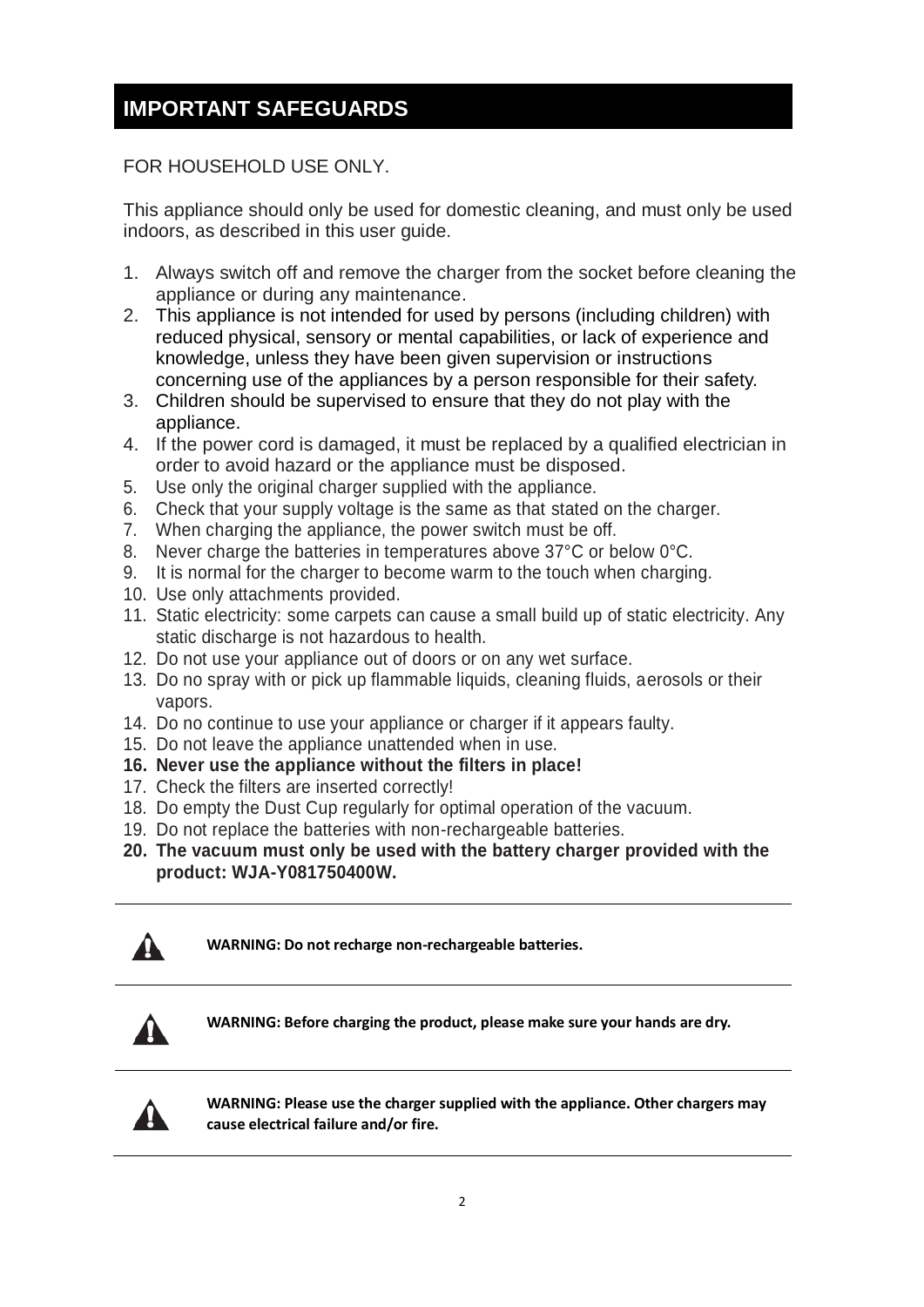## IMPORTANT SAFEGUARDS

FOR HOUSEHOLD USE ONLY.

This appliance should only be used for domestic cleaning, and must only be used indoors, as described in this user guide.

1. Always switch off and remove the charger from the socket before cleaning the appliance or during any maintenance.
2. This appliance is not intended for used by persons (including children) with reduced physical, sensory or mental capabilities, or lack of experience and knowledge, unless they have been given supervision or instructions concerning use of the appliances by a person responsible for their safety.
3. Children should be supervised to ensure that they do not play with the appliance.
4. If the power cord is damaged, it must be replaced by a qualified electrician in order to avoid hazard or the appliance must be disposed.
5. Use only the original charger supplied with the appliance.
6. Check that your supply voltage is the same as that stated on the charger.
7. When charging the appliance, the power switch must be off.
8. Never charge the batteries in temperatures above 37°C or below 0°C.
9. It is normal for the charger to become warm to the touch when charging.
10. Use only attachments provided.
11. Static electricity: some carpets can cause a small build up of static electricity. Any static discharge is not hazardous to health.
12. Do not use your appliance out of doors or on any wet surface.
13. Do no spray with or pick up flammable liquids, cleaning fluids, aerosols or their vapors.
14. Do no continue to use your appliance or charger if it appears faulty.
15. Do not leave the appliance unattended when in use.
16. **Never use the appliance without the filters in place!**
17. Check the filters are inserted correctly!
18. Do empty the Dust Cup regularly for optimal operation of the vacuum.
19. Do not replace the batteries with non-rechargeable batteries.
20. **The vacuum must only be used with the battery charger provided with the product: WJA-Y081750400W.**

---

**WARNING: Do not recharge non-rechargeable batteries.**

---

**WARNING: Before charging the product, please make sure your hands are dry.**

---

**WARNING: Please use the charger supplied with the appliance. Other chargers may cause electrical failure and/or fire.**

---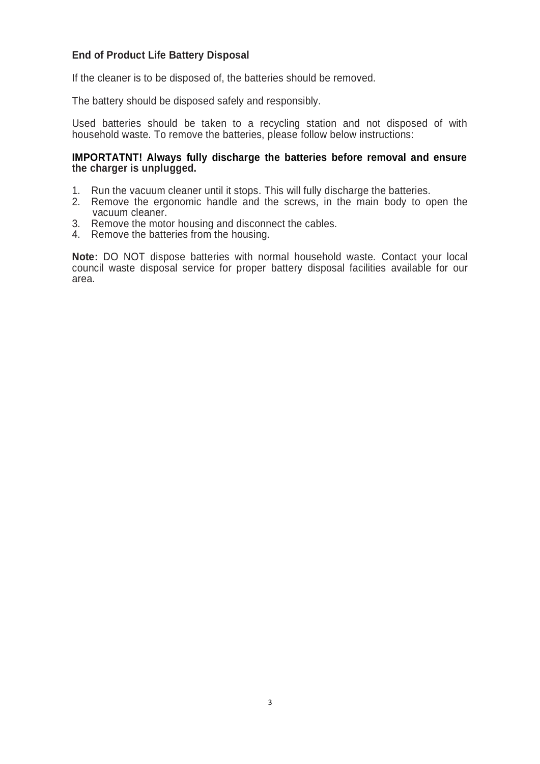## End of Product Life Battery Disposal

If the cleaner is to be disposed of, the batteries should be removed.

The battery should be disposed safely and responsibly.

Used batteries should be taken to a recycling station and not disposed of with household waste. To remove the batteries, please follow below instructions:

**IMPORTATNT! Always fully discharge the batteries before removal and ensure the charger is unplugged.**

1. Run the vacuum cleaner until it stops. This will fully discharge the batteries.
2. Remove the ergonomic handle and the screws, in the main body to open the vacuum cleaner.
3. Remove the motor housing and disconnect the cables.
4. Remove the batteries from the housing.

**Note:** DO NOT dispose batteries with normal household waste. Contact your local council waste disposal service for proper battery disposal facilities available for our area.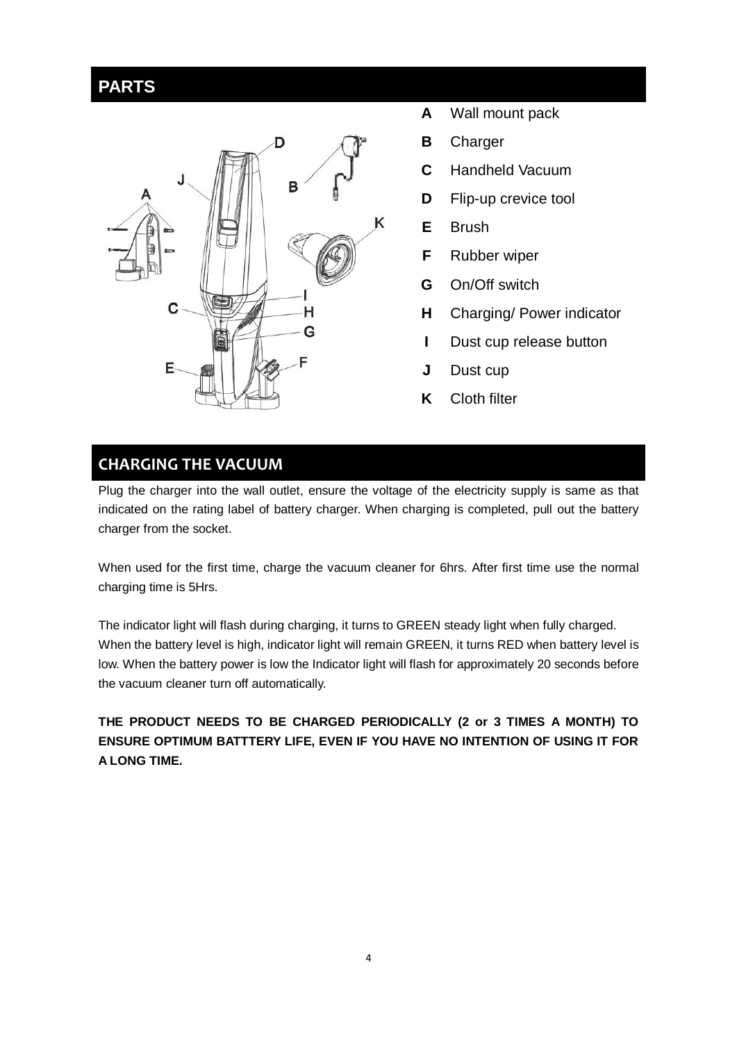## PARTS

**A** Wall mount pack

**B** Charger

**C** Handheld Vacuum

**D** Flip-up crevice tool

**E** Brush

**F** Rubber wiper

**G** On/Off switch

**H** Charging/ Power indicator

**I** Dust cup release button

**J** Dust cup

**K** Cloth filter

## CHARGING THE VACUUM

Plug the charger into the wall outlet, ensure the voltage of the electricity supply is same as that indicated on the rating label of battery charger. When charging is completed, pull out the battery charger from the socket.

When used for the first time, charge the vacuum cleaner for 6hrs. After first time use the normal charging time is 5Hrs.

The indicator light will flash during charging, it turns to GREEN steady light when fully charged. When the battery level is high, indicator light will remain GREEN, it turns RED when battery level is low. When the battery power is low the Indicator light will flash for approximately 20 seconds before the vacuum cleaner turn off automatically.

**THE PRODUCT NEEDS TO BE CHARGED PERIODICALLY (2 or 3 TIMES A MONTH) TO ENSURE OPTIMUM BATTTERY LIFE, EVEN IF YOU HAVE NO INTENTION OF USING IT FOR A LONG TIME.**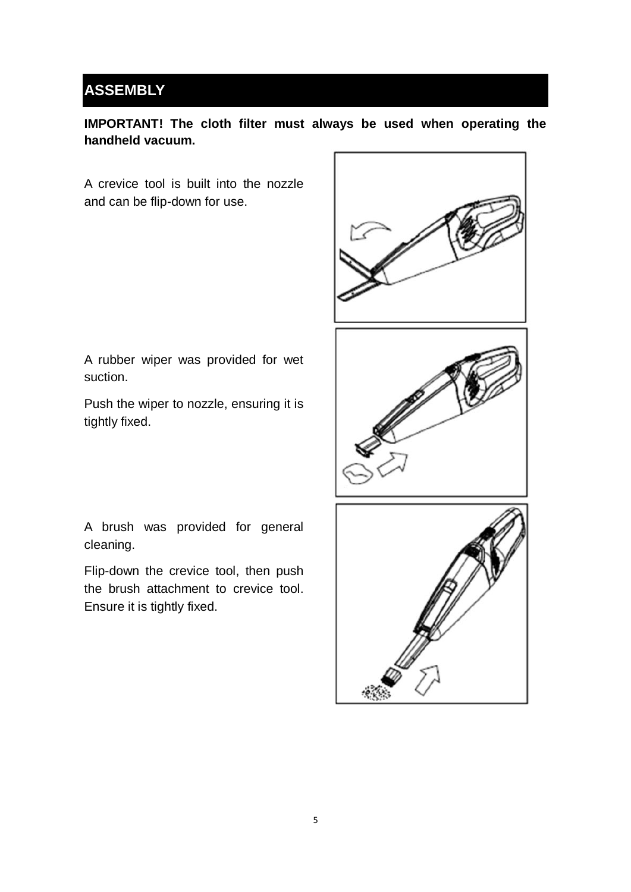## ASSEMBLY

**IMPORTANT! The cloth filter must always be used when operating the handheld vacuum.**

A crevice tool is built into the nozzle and can be flip-down for use.

A rubber wiper was provided for wet suction.

Push the wiper to nozzle, ensuring it is tightly fixed.

A brush was provided for general cleaning.

Flip-down the crevice tool, then push the brush attachment to crevice tool. Ensure it is tightly fixed.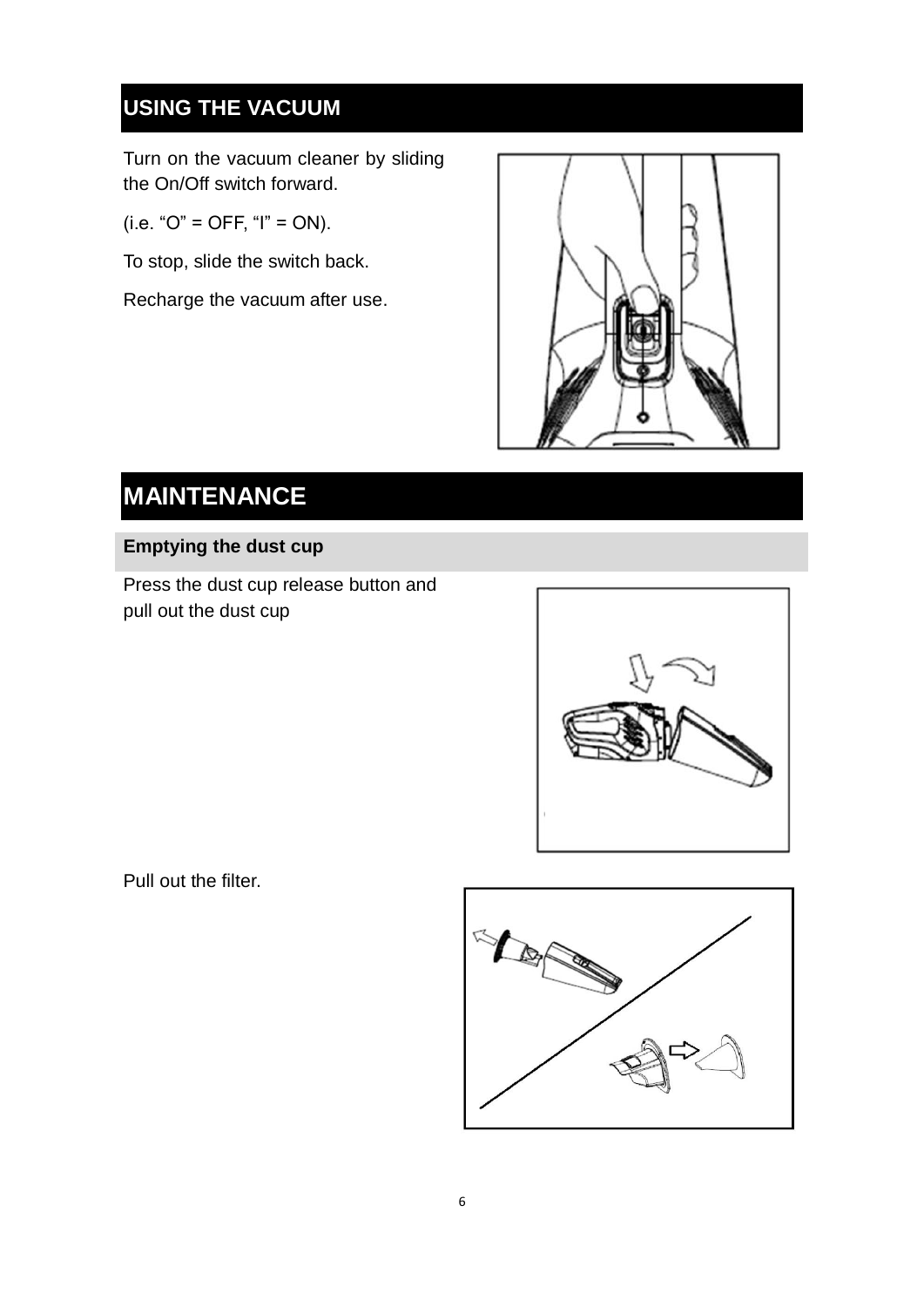## USING THE VACUUM

Turn on the vacuum cleaner by sliding the On/Off switch forward.

(i.e. “O” = OFF, “I” = ON).

To stop, slide the switch back.

Recharge the vacuum after use.

## MAINTENANCE

### Emptying the dust cup

Press the dust cup release button and pull out the dust cup

Pull out the filter.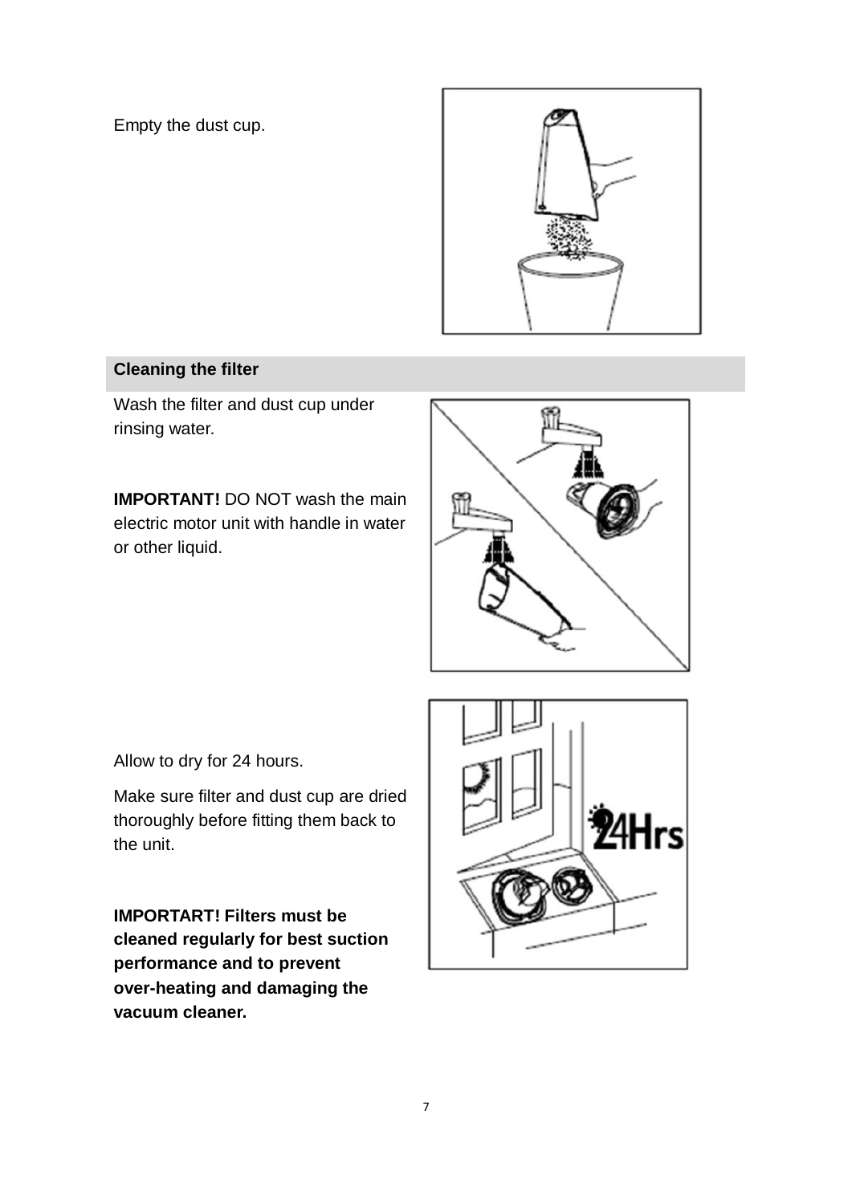Empty the dust cup.

## Cleaning the filter

Wash the filter and dust cup under rinsing water.

**IMPORTANT!** DO NOT wash the main electric motor unit with handle in water or other liquid.

Allow to dry for 24 hours.

Make sure filter and dust cup are dried thoroughly before fitting them back to the unit.

**IMPORTART! Filters must be cleaned regularly for best suction performance and to prevent over-heating and damaging the vacuum cleaner.**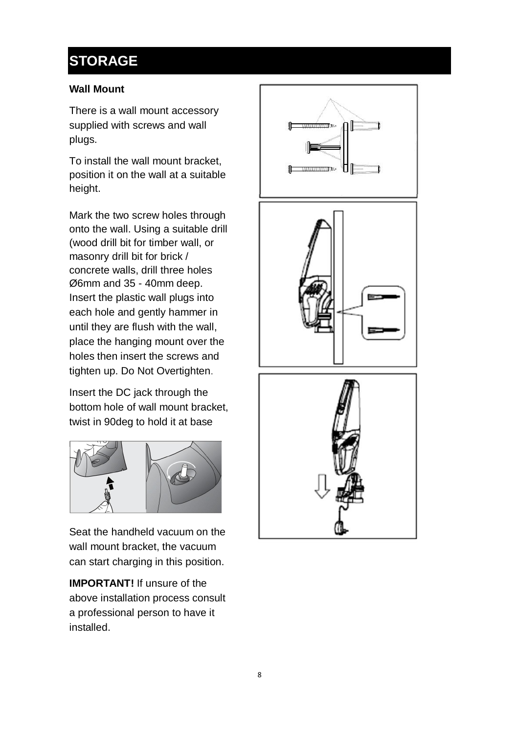## STORAGE

**Wall Mount**

There is a wall mount accessory supplied with screws and wall plugs.

To install the wall mount bracket, position it on the wall at a suitable height.

Mark the two screw holes through onto the wall. Using a suitable drill (wood drill bit for timber wall, or masonry drill bit for brick / concrete walls, drill three holes Ø6mm and 35 - 40mm deep. Insert the plastic wall plugs into each hole and gently hammer in until they are flush with the wall, place the hanging mount over the holes then insert the screws and tighten up. Do Not Overtighten.

Insert the DC jack through the bottom hole of wall mount bracket, twist in 90deg to hold it at base

Seat the handheld vacuum on the wall mount bracket, the vacuum can start charging in this position.

**IMPORTANT!** If unsure of the above installation process consult a professional person to have it installed.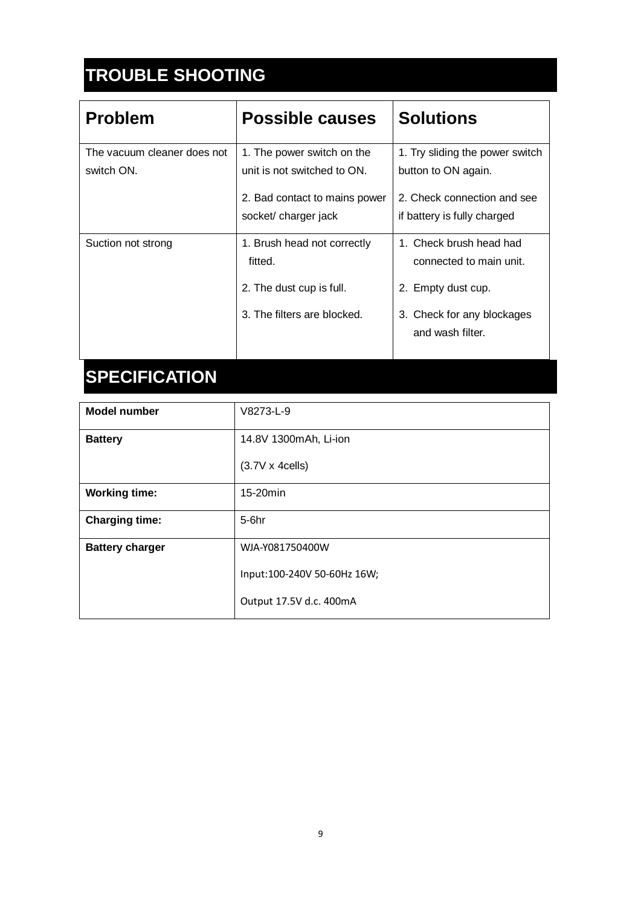## TROUBLE SHOOTING

| Problem | Possible causes | Solutions |
|---|---|---|
| The vacuum cleaner does not switch ON. | 1. The power switch on the unit is not switched to ON.<br><br>2. Bad contact to mains power socket/ charger jack | 1. Try sliding the power switch button to ON again.<br><br>2. Check connection and see if battery is fully charged |
| Suction not strong | 1. Brush head not correctly fitted.<br><br>2. The dust cup is full.<br><br>3. The filters are blocked. | 1. Check brush head had connected to main unit.<br><br>2. Empty dust cup.<br><br>3. Check for any blockages and wash filter. |

## SPECIFICATION

| **Model number** | V8273-L-9 |
|---|---|
| **Battery** | 14.8V 1300mAh, Li-ion<br><br>(3.7V x 4cells) |
| **Working time:** | 15-20min |
| **Charging time:** | 5-6hr |
| **Battery charger** | WJA-Y081750400W<br><br>Input:100-240V 50-60Hz 16W;<br><br>Output 17.5V d.c. 400mA |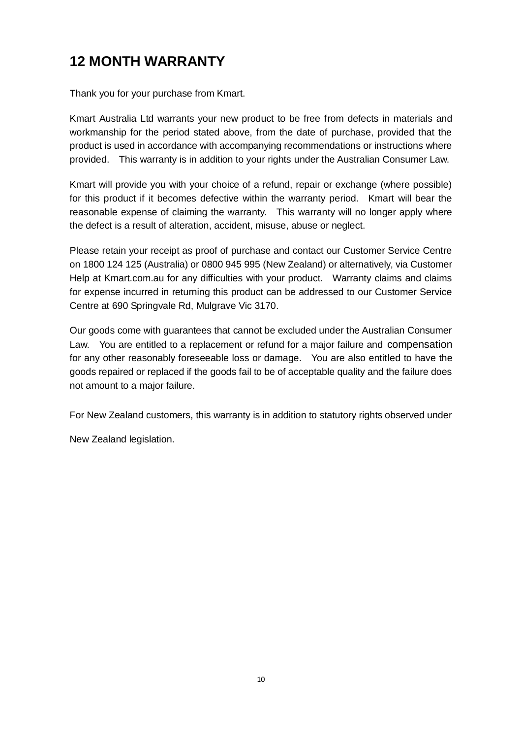# 12 MONTH WARRANTY

Thank you for your purchase from Kmart.

Kmart Australia Ltd warrants your new product to be free from defects in materials and workmanship for the period stated above, from the date of purchase, provided that the product is used in accordance with accompanying recommendations or instructions where provided. This warranty is in addition to your rights under the Australian Consumer Law.

Kmart will provide you with your choice of a refund, repair or exchange (where possible) for this product if it becomes defective within the warranty period. Kmart will bear the reasonable expense of claiming the warranty. This warranty will no longer apply where the defect is a result of alteration, accident, misuse, abuse or neglect.

Please retain your receipt as proof of purchase and contact our Customer Service Centre on 1800 124 125 (Australia) or 0800 945 995 (New Zealand) or alternatively, via Customer Help at Kmart.com.au for any difficulties with your product. Warranty claims and claims for expense incurred in returning this product can be addressed to our Customer Service Centre at 690 Springvale Rd, Mulgrave Vic 3170.

Our goods come with guarantees that cannot be excluded under the Australian Consumer Law. You are entitled to a replacement or refund for a major failure and compensation for any other reasonably foreseeable loss or damage. You are also entitled to have the goods repaired or replaced if the goods fail to be of acceptable quality and the failure does not amount to a major failure.

For New Zealand customers, this warranty is in addition to statutory rights observed under New Zealand legislation.